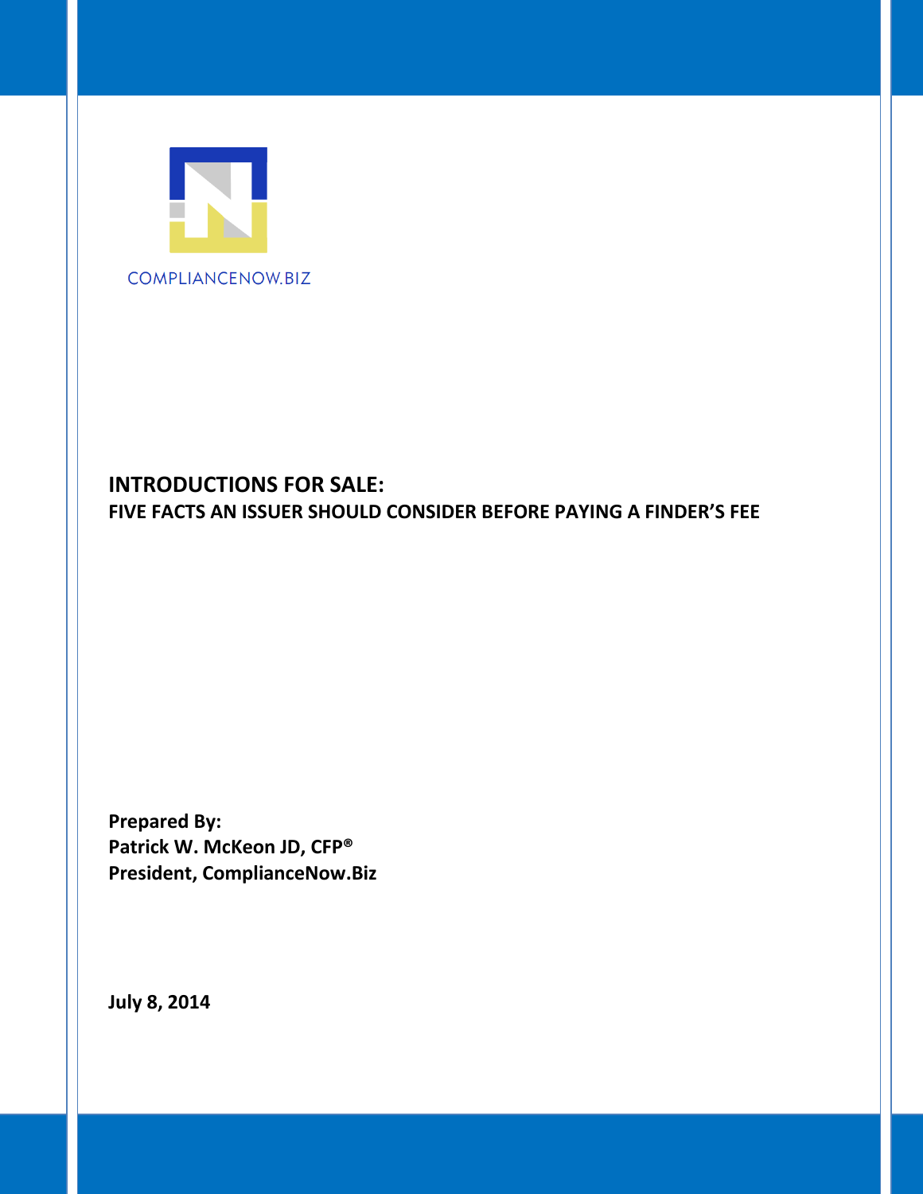COMPLIANCENOW.BIZ

# INTRODUCTIONS FOR SALE:

## FIVE FACTS AN ISSUER SHOULD CONSIDER BEFORE PAYING A FINDER'S FEE

**Prepared By:**
**Patrick W. McKeon JD, CFP®**
**President, ComplianceNow.Biz**

**July 8, 2014**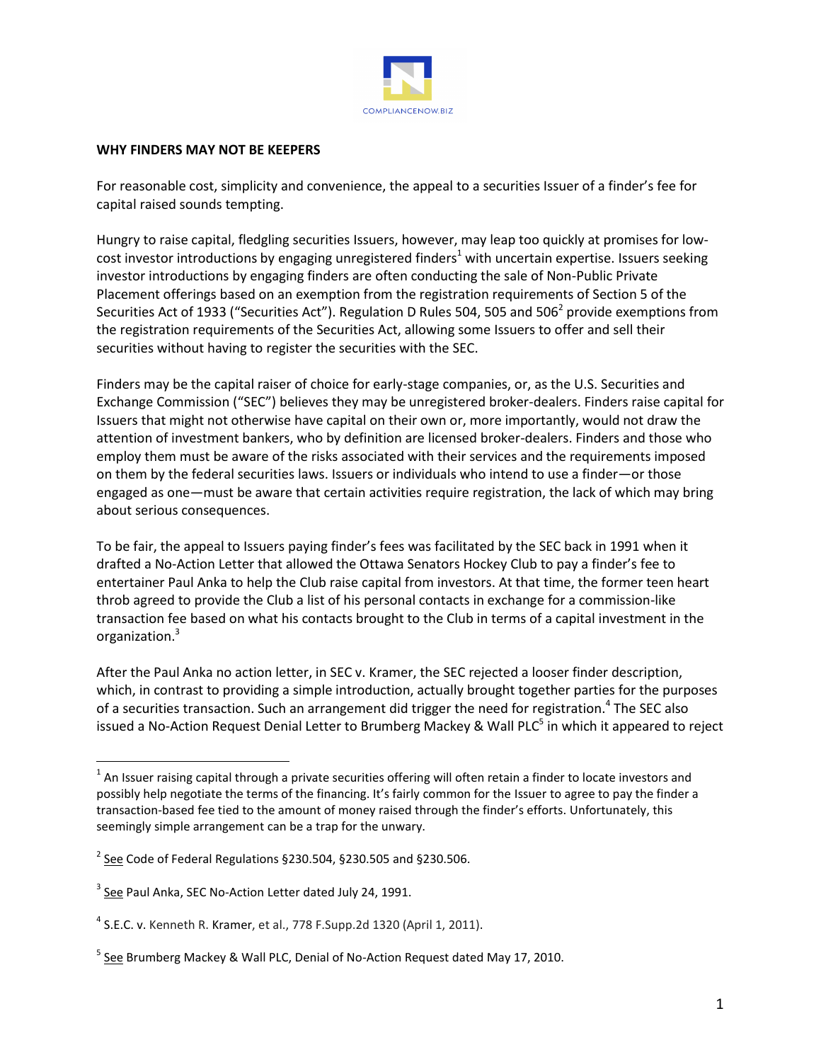**WHY FINDERS MAY NOT BE KEEPERS**

For reasonable cost, simplicity and convenience, the appeal to a securities Issuer of a finder's fee for capital raised sounds tempting.

Hungry to raise capital, fledgling securities Issuers, however, may leap too quickly at promises for low-cost investor introductions by engaging unregistered finders[1] with uncertain expertise. Issuers seeking investor introductions by engaging finders are often conducting the sale of Non-Public Private Placement offerings based on an exemption from the registration requirements of Section 5 of the Securities Act of 1933 ("Securities Act"). Regulation D Rules 504, 505 and 506[2] provide exemptions from the registration requirements of the Securities Act, allowing some Issuers to offer and sell their securities without having to register the securities with the SEC.

Finders may be the capital raiser of choice for early-stage companies, or, as the U.S. Securities and Exchange Commission ("SEC") believes they may be unregistered broker-dealers. Finders raise capital for Issuers that might not otherwise have capital on their own or, more importantly, would not draw the attention of investment bankers, who by definition are licensed broker-dealers. Finders and those who employ them must be aware of the risks associated with their services and the requirements imposed on them by the federal securities laws. Issuers or individuals who intend to use a finder—or those engaged as one—must be aware that certain activities require registration, the lack of which may bring about serious consequences.

To be fair, the appeal to Issuers paying finder's fees was facilitated by the SEC back in 1991 when it drafted a No-Action Letter that allowed the Ottawa Senators Hockey Club to pay a finder's fee to entertainer Paul Anka to help the Club raise capital from investors. At that time, the former teen heart throb agreed to provide the Club a list of his personal contacts in exchange for a commission-like transaction fee based on what his contacts brought to the Club in terms of a capital investment in the organization.[3]

After the Paul Anka no action letter, in SEC v. Kramer, the SEC rejected a looser finder description, which, in contrast to providing a simple introduction, actually brought together parties for the purposes of a securities transaction. Such an arrangement did trigger the need for registration.[4] The SEC also issued a No-Action Request Denial Letter to Brumberg Mackey & Wall PLC[5] in which it appeared to reject

---

[1] An Issuer raising capital through a private securities offering will often retain a finder to locate investors and possibly help negotiate the terms of the financing. It's fairly common for the Issuer to agree to pay the finder a transaction-based fee tied to the amount of money raised through the finder's efforts. Unfortunately, this seemingly simple arrangement can be a trap for the unwary.

[2] See Code of Federal Regulations §230.504, §230.505 and §230.506.

[3] See Paul Anka, SEC No-Action Letter dated July 24, 1991.

[4] S.E.C. v. Kenneth R. Kramer, et al., 778 F.Supp.2d 1320 (April 1, 2011).

[5] See Brumberg Mackey & Wall PLC, Denial of No-Action Request dated May 17, 2010.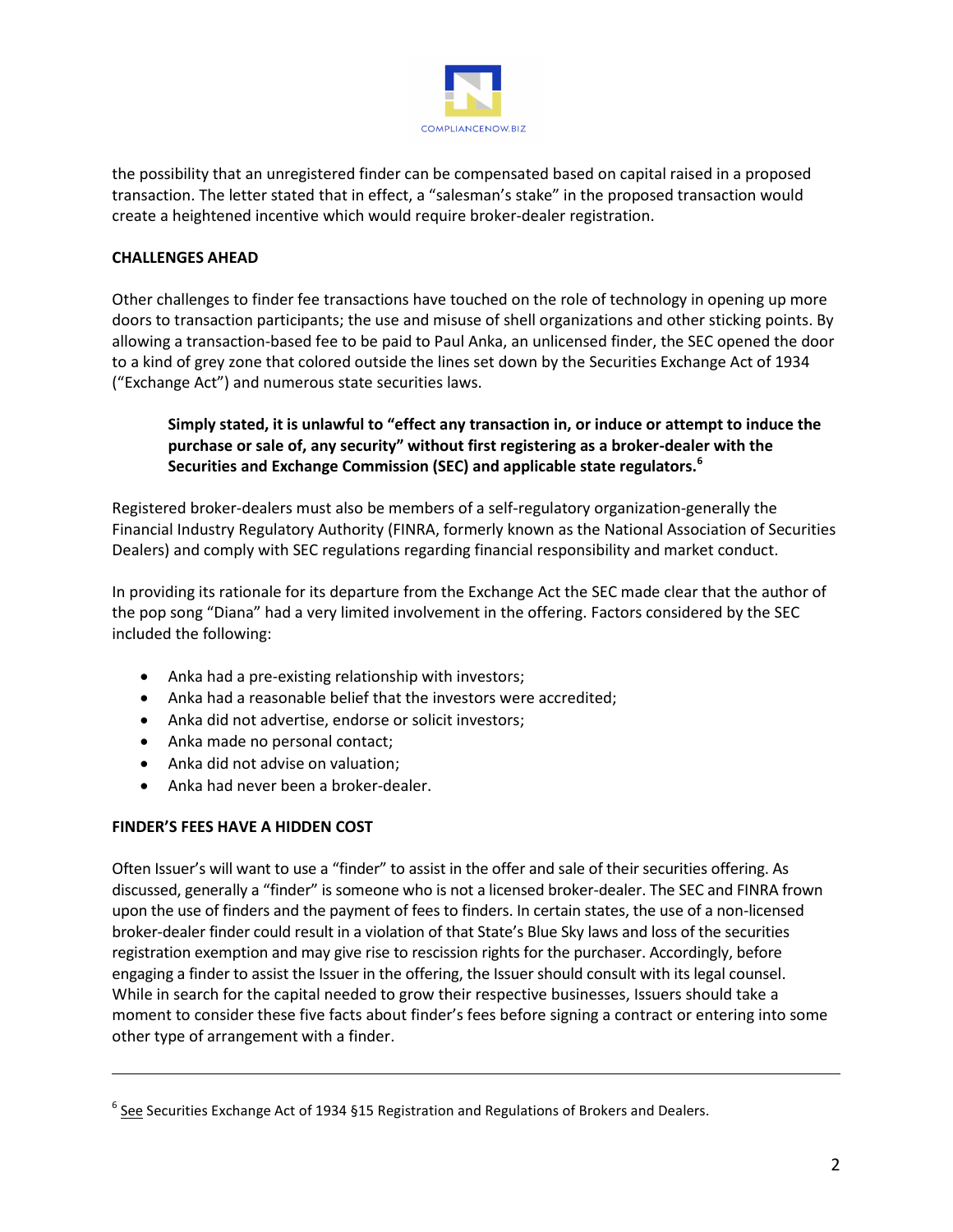the possibility that an unregistered finder can be compensated based on capital raised in a proposed transaction. The letter stated that in effect, a "salesman's stake" in the proposed transaction would create a heightened incentive which would require broker-dealer registration.

**CHALLENGES AHEAD**

Other challenges to finder fee transactions have touched on the role of technology in opening up more doors to transaction participants; the use and misuse of shell organizations and other sticking points. By allowing a transaction-based fee to be paid to Paul Anka, an unlicensed finder, the SEC opened the door to a kind of grey zone that colored outside the lines set down by the Securities Exchange Act of 1934 ("Exchange Act") and numerous state securities laws.

> **Simply stated, it is unlawful to "effect any transaction in, or induce or attempt to induce the purchase or sale of, any security" without first registering as a broker-dealer with the Securities and Exchange Commission (SEC) and applicable state regulators.[6]**

Registered broker-dealers must also be members of a self-regulatory organization-generally the Financial Industry Regulatory Authority (FINRA, formerly known as the National Association of Securities Dealers) and comply with SEC regulations regarding financial responsibility and market conduct.

In providing its rationale for its departure from the Exchange Act the SEC made clear that the author of the pop song "Diana" had a very limited involvement in the offering. Factors considered by the SEC included the following:

- Anka had a pre-existing relationship with investors;
- Anka had a reasonable belief that the investors were accredited;
- Anka did not advertise, endorse or solicit investors;
- Anka made no personal contact;
- Anka did not advise on valuation;
- Anka had never been a broker-dealer.

**FINDER'S FEES HAVE A HIDDEN COST**

Often Issuer's will want to use a "finder" to assist in the offer and sale of their securities offering. As discussed, generally a "finder" is someone who is not a licensed broker-dealer. The SEC and FINRA frown upon the use of finders and the payment of fees to finders. In certain states, the use of a non-licensed broker-dealer finder could result in a violation of that State's Blue Sky laws and loss of the securities registration exemption and may give rise to rescission rights for the purchaser. Accordingly, before engaging a finder to assist the Issuer in the offering, the Issuer should consult with its legal counsel. While in search for the capital needed to grow their respective businesses, Issuers should take a moment to consider these five facts about finder's fees before signing a contract or entering into some other type of arrangement with a finder.

---

[6] See Securities Exchange Act of 1934 §15 Registration and Regulations of Brokers and Dealers.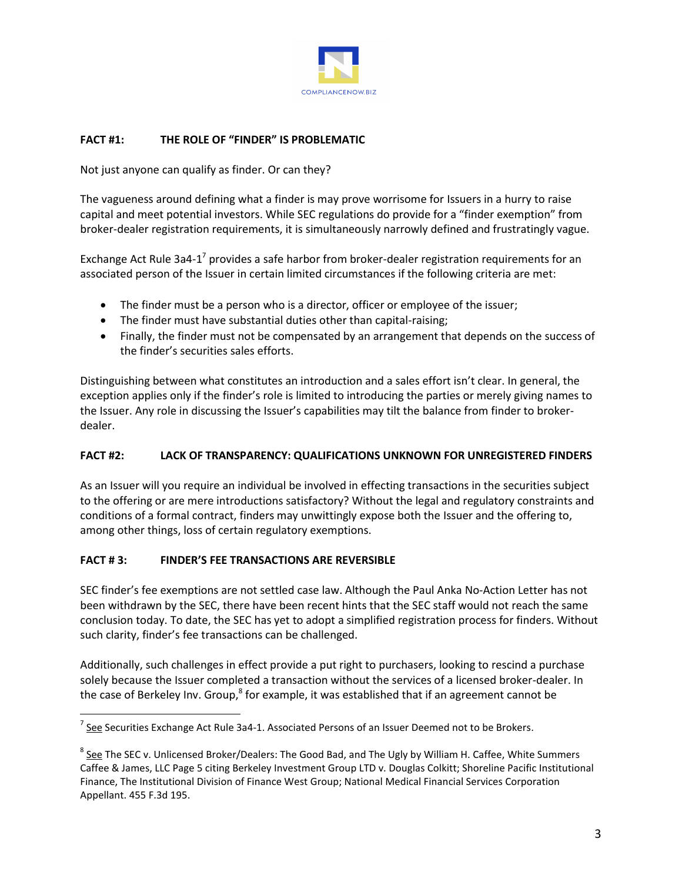**FACT #1: THE ROLE OF "FINDER" IS PROBLEMATIC**

Not just anyone can qualify as finder. Or can they?

The vagueness around defining what a finder is may prove worrisome for Issuers in a hurry to raise capital and meet potential investors. While SEC regulations do provide for a "finder exemption" from broker-dealer registration requirements, it is simultaneously narrowly defined and frustratingly vague.

Exchange Act Rule 3a4-1[7] provides a safe harbor from broker-dealer registration requirements for an associated person of the Issuer in certain limited circumstances if the following criteria are met:

- The finder must be a person who is a director, officer or employee of the issuer;
- The finder must have substantial duties other than capital-raising;
- Finally, the finder must not be compensated by an arrangement that depends on the success of the finder's securities sales efforts.

Distinguishing between what constitutes an introduction and a sales effort isn't clear. In general, the exception applies only if the finder's role is limited to introducing the parties or merely giving names to the Issuer. Any role in discussing the Issuer's capabilities may tilt the balance from finder to broker-dealer.

**FACT #2: LACK OF TRANSPARENCY: QUALIFICATIONS UNKNOWN FOR UNREGISTERED FINDERS**

As an Issuer will you require an individual be involved in effecting transactions in the securities subject to the offering or are mere introductions satisfactory? Without the legal and regulatory constraints and conditions of a formal contract, finders may unwittingly expose both the Issuer and the offering to, among other things, loss of certain regulatory exemptions.

**FACT # 3: FINDER'S FEE TRANSACTIONS ARE REVERSIBLE**

SEC finder's fee exemptions are not settled case law. Although the Paul Anka No-Action Letter has not been withdrawn by the SEC, there have been recent hints that the SEC staff would not reach the same conclusion today. To date, the SEC has yet to adopt a simplified registration process for finders. Without such clarity, finder's fee transactions can be challenged.

Additionally, such challenges in effect provide a put right to purchasers, looking to rescind a purchase solely because the Issuer completed a transaction without the services of a licensed broker-dealer. In the case of Berkeley Inv. Group,[8] for example, it was established that if an agreement cannot be

---

[7] See Securities Exchange Act Rule 3a4-1. Associated Persons of an Issuer Deemed not to be Brokers.

[8] See The SEC v. Unlicensed Broker/Dealers: The Good Bad, and The Ugly by William H. Caffee, White Summers Caffee & James, LLC Page 5 citing Berkeley Investment Group LTD v. Douglas Colkitt; Shoreline Pacific Institutional Finance, The Institutional Division of Finance West Group; National Medical Financial Services Corporation Appellant. 455 F.3d 195.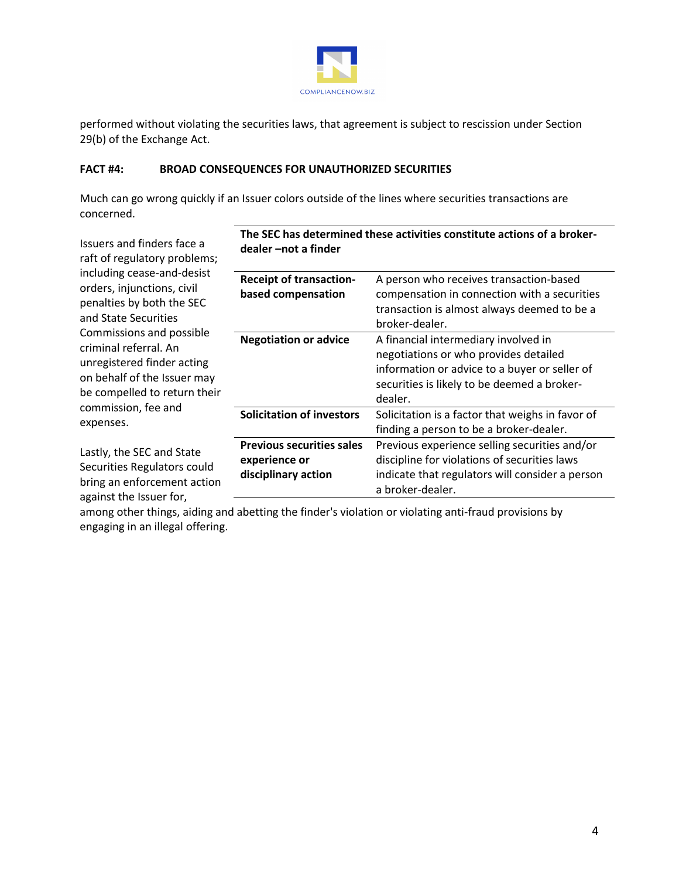performed without violating the securities laws, that agreement is subject to rescission under Section 29(b) of the Exchange Act.

**FACT #4: BROAD CONSEQUENCES FOR UNAUTHORIZED SECURITIES**

Much can go wrong quickly if an Issuer colors outside of the lines where securities transactions are concerned.

Issuers and finders face a raft of regulatory problems; including cease-and-desist orders, injunctions, civil penalties by both the SEC and State Securities Commissions and possible criminal referral. An unregistered finder acting on behalf of the Issuer may be compelled to return their commission, fee and expenses.

| **The SEC has determined these activities constitute actions of a broker-dealer –not a finder** | |
|---|---|
| **Receipt of transaction-based compensation** | A person who receives transaction-based compensation in connection with a securities transaction is almost always deemed to be a broker-dealer. |
| **Negotiation or advice** | A financial intermediary involved in negotiations or who provides detailed information or advice to a buyer or seller of securities is likely to be deemed a broker-dealer. |
| **Solicitation of investors** | Solicitation is a factor that weighs in favor of finding a person to be a broker-dealer. |
| **Previous securities sales experience or disciplinary action** | Previous experience selling securities and/or discipline for violations of securities laws indicate that regulators will consider a person a broker-dealer. |

Lastly, the SEC and State Securities Regulators could bring an enforcement action against the Issuer for, among other things, aiding and abetting the finder's violation or violating anti-fraud provisions by engaging in an illegal offering.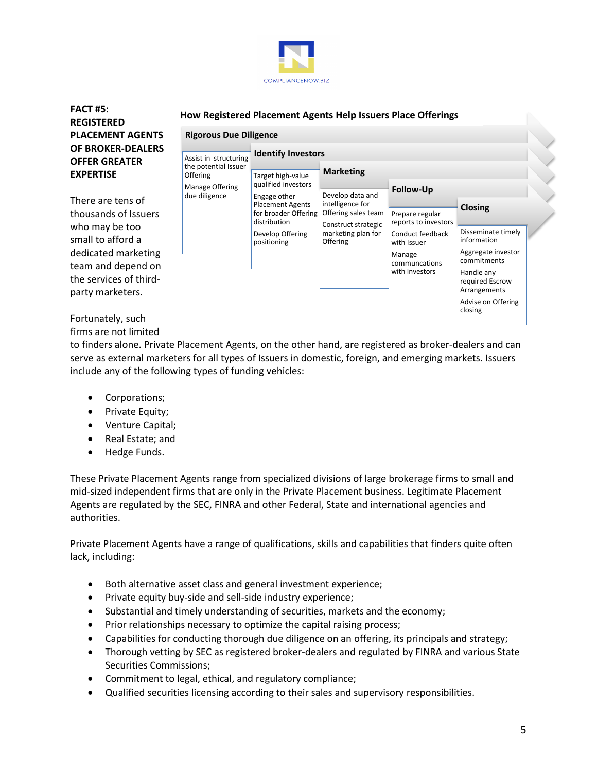**FACT #5: REGISTERED PLACEMENT AGENTS OF BROKER-DEALERS OFFER GREATER EXPERTISE**

**How Registered Placement Agents Help Issuers Place Offerings**

| Rigorous Due Diligence | Identify Investors | Marketing | Follow-Up | Closing |
|---|---|---|---|---|
| Assist in structuring the potential Issuer Offering | Target high-value qualified investors | Develop data and intelligence for Offering sales team | Prepare regular reports to investors | Disseminate timely information |
| Manage Offering due diligence | Engage other Placement Agents for broader Offering distribution | Construct strategic marketing plan for Offering | Conduct feedback with Issuer | Aggregate investor commitments |
| | Develop Offering positioning | | Manage communcations with investors | Handle any required Escrow Arrangements |
| | | | | Advise on Offering closing |

There are tens of thousands of Issuers who may be too small to afford a dedicated marketing team and depend on the services of third-party marketers.

Fortunately, such firms are not limited to finders alone. Private Placement Agents, on the other hand, are registered as broker-dealers and can serve as external marketers for all types of Issuers in domestic, foreign, and emerging markets. Issuers include any of the following types of funding vehicles:

- Corporations;
- Private Equity;
- Venture Capital;
- Real Estate; and
- Hedge Funds.

These Private Placement Agents range from specialized divisions of large brokerage firms to small and mid-sized independent firms that are only in the Private Placement business. Legitimate Placement Agents are regulated by the SEC, FINRA and other Federal, State and international agencies and authorities.

Private Placement Agents have a range of qualifications, skills and capabilities that finders quite often lack, including:

- Both alternative asset class and general investment experience;
- Private equity buy-side and sell-side industry experience;
- Substantial and timely understanding of securities, markets and the economy;
- Prior relationships necessary to optimize the capital raising process;
- Capabilities for conducting thorough due diligence on an offering, its principals and strategy;
- Thorough vetting by SEC as registered broker-dealers and regulated by FINRA and various State Securities Commissions;
- Commitment to legal, ethical, and regulatory compliance;
- Qualified securities licensing according to their sales and supervisory responsibilities.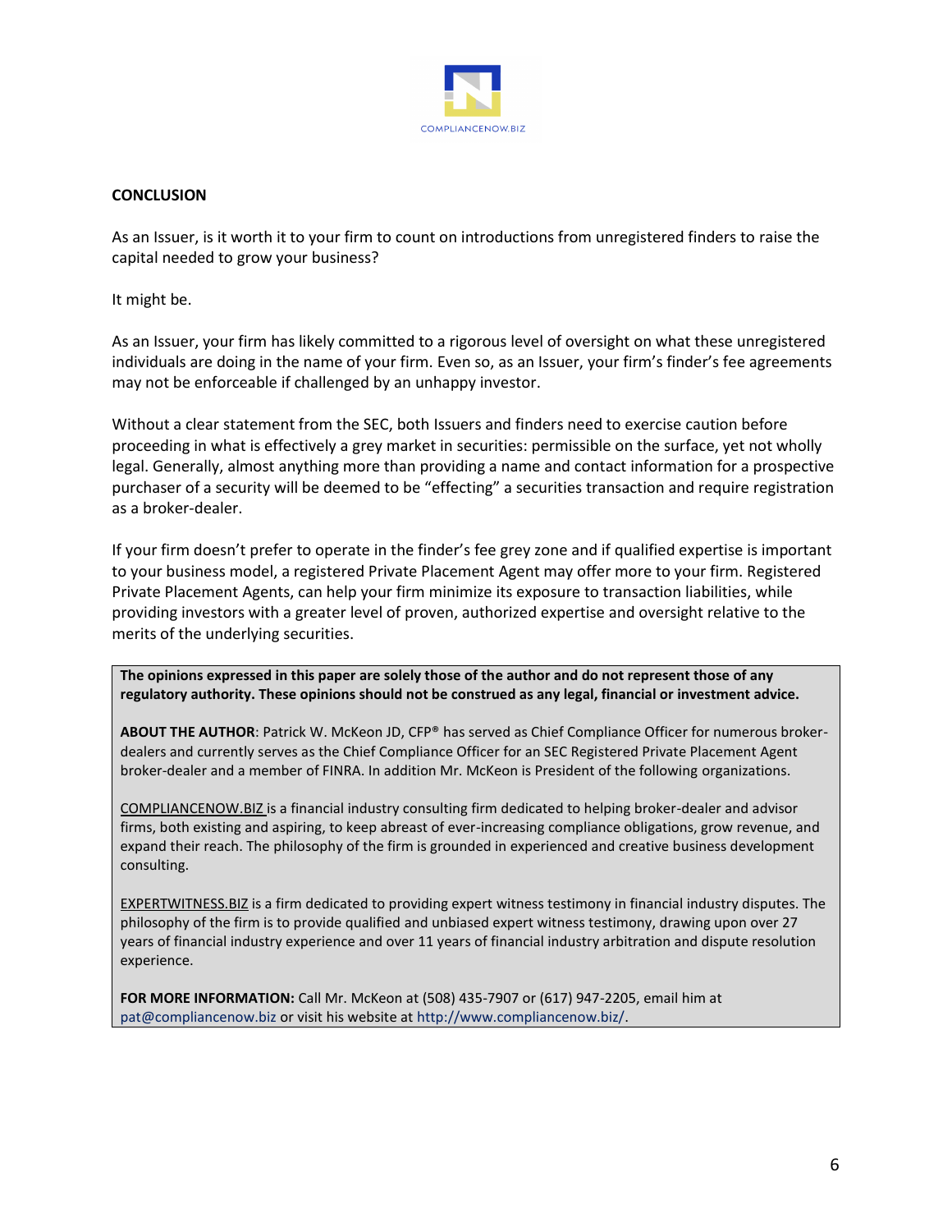COMPLIANCENOW.BIZ

## CONCLUSION

As an Issuer, is it worth it to your firm to count on introductions from unregistered finders to raise the capital needed to grow your business?

It might be.

As an Issuer, your firm has likely committed to a rigorous level of oversight on what these unregistered individuals are doing in the name of your firm. Even so, as an Issuer, your firm's finder's fee agreements may not be enforceable if challenged by an unhappy investor.

Without a clear statement from the SEC, both Issuers and finders need to exercise caution before proceeding in what is effectively a grey market in securities: permissible on the surface, yet not wholly legal. Generally, almost anything more than providing a name and contact information for a prospective purchaser of a security will be deemed to be "effecting" a securities transaction and require registration as a broker-dealer.

If your firm doesn't prefer to operate in the finder's fee grey zone and if qualified expertise is important to your business model, a registered Private Placement Agent may offer more to your firm. Registered Private Placement Agents, can help your firm minimize its exposure to transaction liabilities, while providing investors with a greater level of proven, authorized expertise and oversight relative to the merits of the underlying securities.

**The opinions expressed in this paper are solely those of the author and do not represent those of any regulatory authority. These opinions should not be construed as any legal, financial or investment advice.**

**ABOUT THE AUTHOR**: Patrick W. McKeon JD, CFP® has served as Chief Compliance Officer for numerous broker-dealers and currently serves as the Chief Compliance Officer for an SEC Registered Private Placement Agent broker-dealer and a member of FINRA. In addition Mr. McKeon is President of the following organizations.

COMPLIANCENOW.BIZ is a financial industry consulting firm dedicated to helping broker-dealer and advisor firms, both existing and aspiring, to keep abreast of ever-increasing compliance obligations, grow revenue, and expand their reach. The philosophy of the firm is grounded in experienced and creative business development consulting.

EXPERTWITNESS.BIZ is a firm dedicated to providing expert witness testimony in financial industry disputes. The philosophy of the firm is to provide qualified and unbiased expert witness testimony, drawing upon over 27 years of financial industry experience and over 11 years of financial industry arbitration and dispute resolution experience.

**FOR MORE INFORMATION:** Call Mr. McKeon at (508) 435-7907 or (617) 947-2205, email him at pat@compliancenow.biz or visit his website at http://www.compliancenow.biz/.